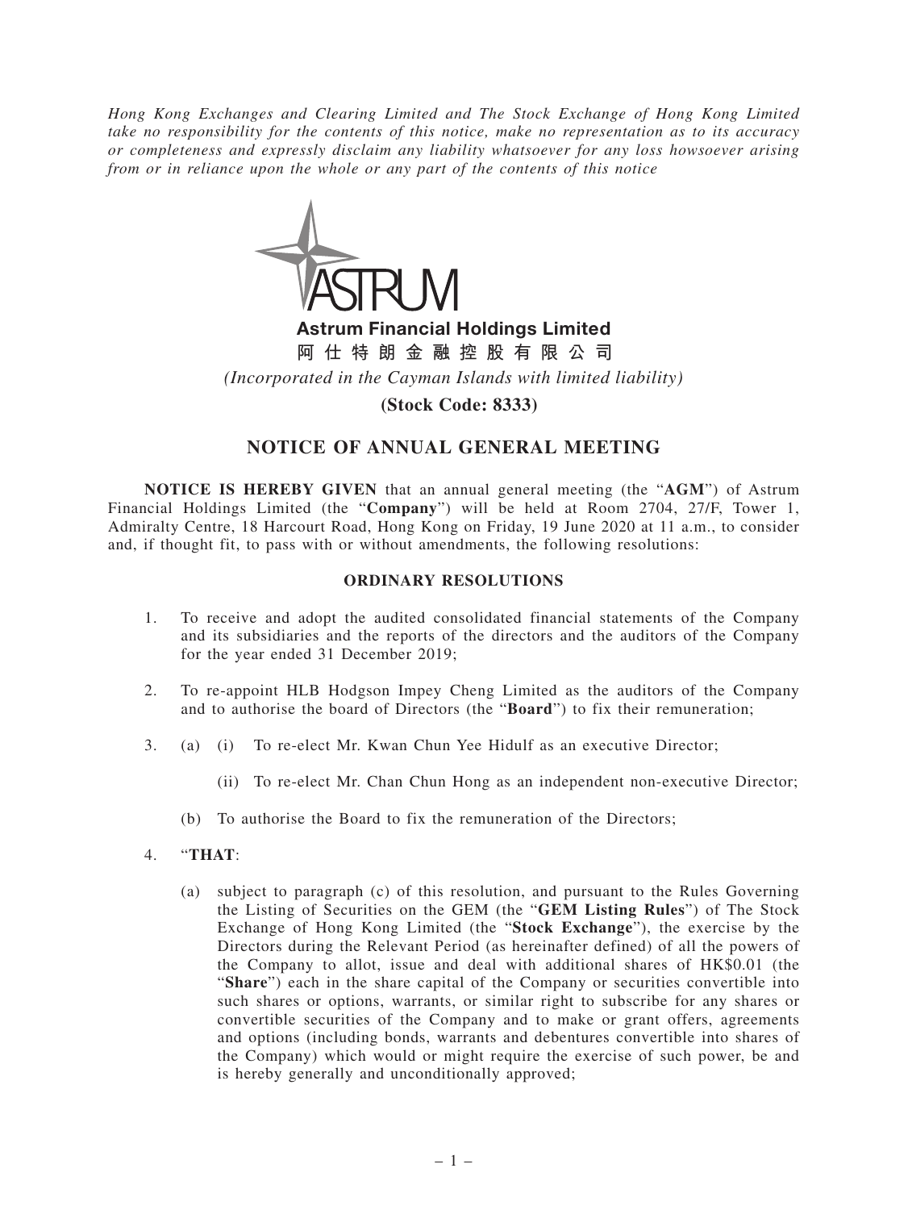*Hong Kong Exchanges and Clearing Limited and The Stock Exchange of Hong Kong Limited take no responsibility for the contents of this notice, make no representation as to its accuracy or completeness and expressly disclaim any liability whatsoever for any loss howsoever arising from or in reliance upon the whole or any part of the contents of this notice*

**Astrum Financial Holdings Limited**

**阿仕特朗金融控股有限公司**

*(Incorporated in the Cayman Islands with limited liability)*

**(Stock Code: 8333)**

# NOTICE OF ANNUAL GENERAL MEETING

**NOTICE IS HEREBY GIVEN** that an annual general meeting (the "**AGM**") of Astrum Financial Holdings Limited (the "**Company**") will be held at Room 2704, 27/F, Tower 1, Admiralty Centre, 18 Harcourt Road, Hong Kong on Friday, 19 June 2020 at 11 a.m., to consider and, if thought fit, to pass with or without amendments, the following resolutions:

## ORDINARY RESOLUTIONS

1. To receive and adopt the audited consolidated financial statements of the Company and its subsidiaries and the reports of the directors and the auditors of the Company for the year ended 31 December 2019;

2. To re-appoint HLB Hodgson Impey Cheng Limited as the auditors of the Company and to authorise the board of Directors (the "**Board**") to fix their remuneration;

3. (a) (i) To re-elect Mr. Kwan Chun Yee Hidulf as an executive Director;

   (ii) To re-elect Mr. Chan Chun Hong as an independent non-executive Director;

   (b) To authorise the Board to fix the remuneration of the Directors;

4. "**THAT**:

   (a) subject to paragraph (c) of this resolution, and pursuant to the Rules Governing the Listing of Securities on the GEM (the "**GEM Listing Rules**") of The Stock Exchange of Hong Kong Limited (the "**Stock Exchange**"), the exercise by the Directors during the Relevant Period (as hereinafter defined) of all the powers of the Company to allot, issue and deal with additional shares of HK$0.01 (the "**Share**") each in the share capital of the Company or securities convertible into such shares or options, warrants, or similar right to subscribe for any shares or convertible securities of the Company and to make or grant offers, agreements and options (including bonds, warrants and debentures convertible into shares of the Company) which would or might require the exercise of such power, be and is hereby generally and unconditionally approved;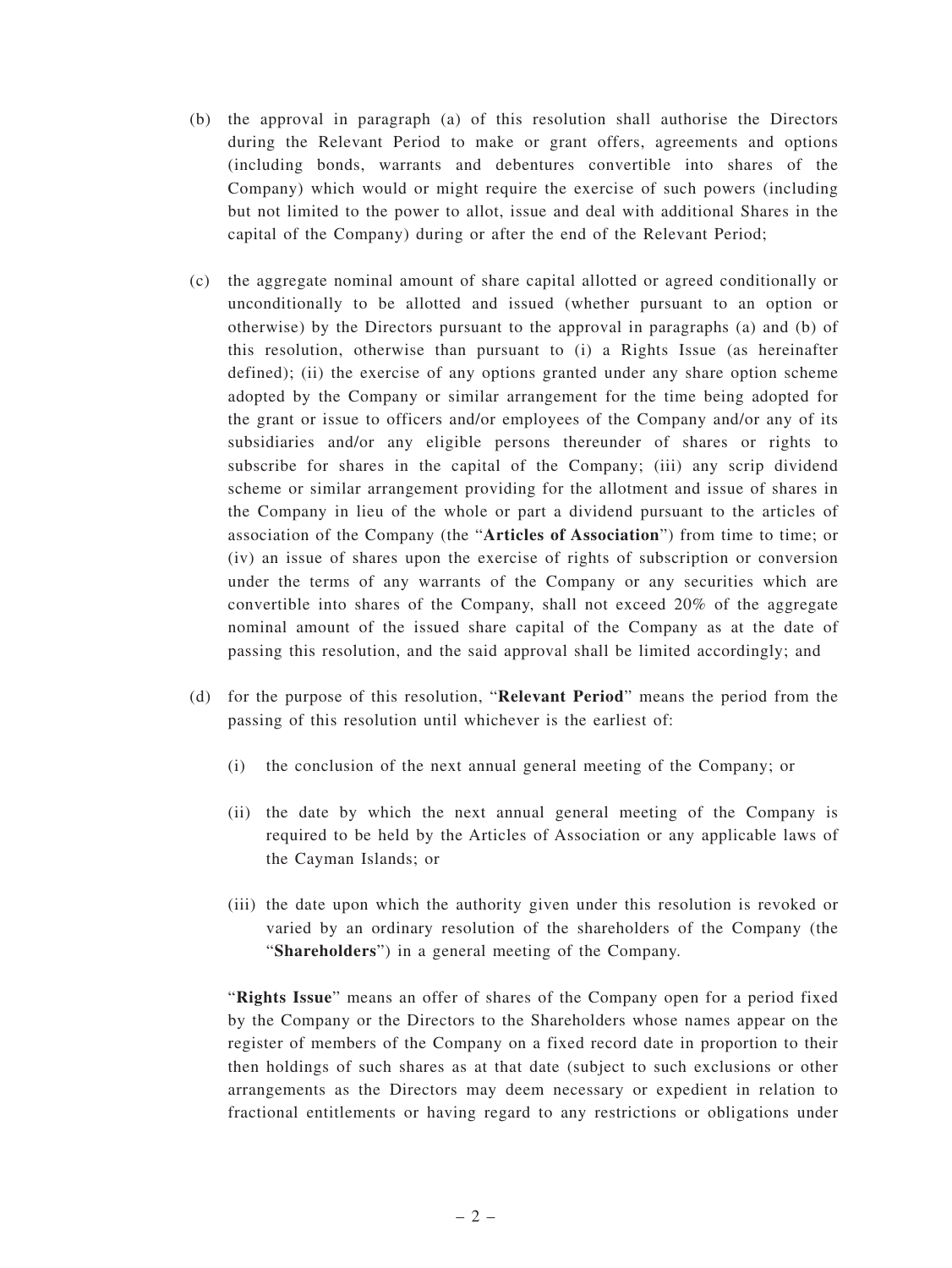(b) the approval in paragraph (a) of this resolution shall authorise the Directors during the Relevant Period to make or grant offers, agreements and options (including bonds, warrants and debentures convertible into shares of the Company) which would or might require the exercise of such powers (including but not limited to the power to allot, issue and deal with additional Shares in the capital of the Company) during or after the end of the Relevant Period;

(c) the aggregate nominal amount of share capital allotted or agreed conditionally or unconditionally to be allotted and issued (whether pursuant to an option or otherwise) by the Directors pursuant to the approval in paragraphs (a) and (b) of this resolution, otherwise than pursuant to (i) a Rights Issue (as hereinafter defined); (ii) the exercise of any options granted under any share option scheme adopted by the Company or similar arrangement for the time being adopted for the grant or issue to officers and/or employees of the Company and/or any of its subsidiaries and/or any eligible persons thereunder of shares or rights to subscribe for shares in the capital of the Company; (iii) any scrip dividend scheme or similar arrangement providing for the allotment and issue of shares in the Company in lieu of the whole or part a dividend pursuant to the articles of association of the Company (the "**Articles of Association**") from time to time; or (iv) an issue of shares upon the exercise of rights of subscription or conversion under the terms of any warrants of the Company or any securities which are convertible into shares of the Company, shall not exceed 20% of the aggregate nominal amount of the issued share capital of the Company as at the date of passing this resolution, and the said approval shall be limited accordingly; and

(d) for the purpose of this resolution, "**Relevant Period**" means the period from the passing of this resolution until whichever is the earliest of:

   (i) the conclusion of the next annual general meeting of the Company; or

   (ii) the date by which the next annual general meeting of the Company is required to be held by the Articles of Association or any applicable laws of the Cayman Islands; or

   (iii) the date upon which the authority given under this resolution is revoked or varied by an ordinary resolution of the shareholders of the Company (the "**Shareholders**") in a general meeting of the Company.

   "**Rights Issue**" means an offer of shares of the Company open for a period fixed by the Company or the Directors to the Shareholders whose names appear on the register of members of the Company on a fixed record date in proportion to their then holdings of such shares as at that date (subject to such exclusions or other arrangements as the Directors may deem necessary or expedient in relation to fractional entitlements or having regard to any restrictions or obligations under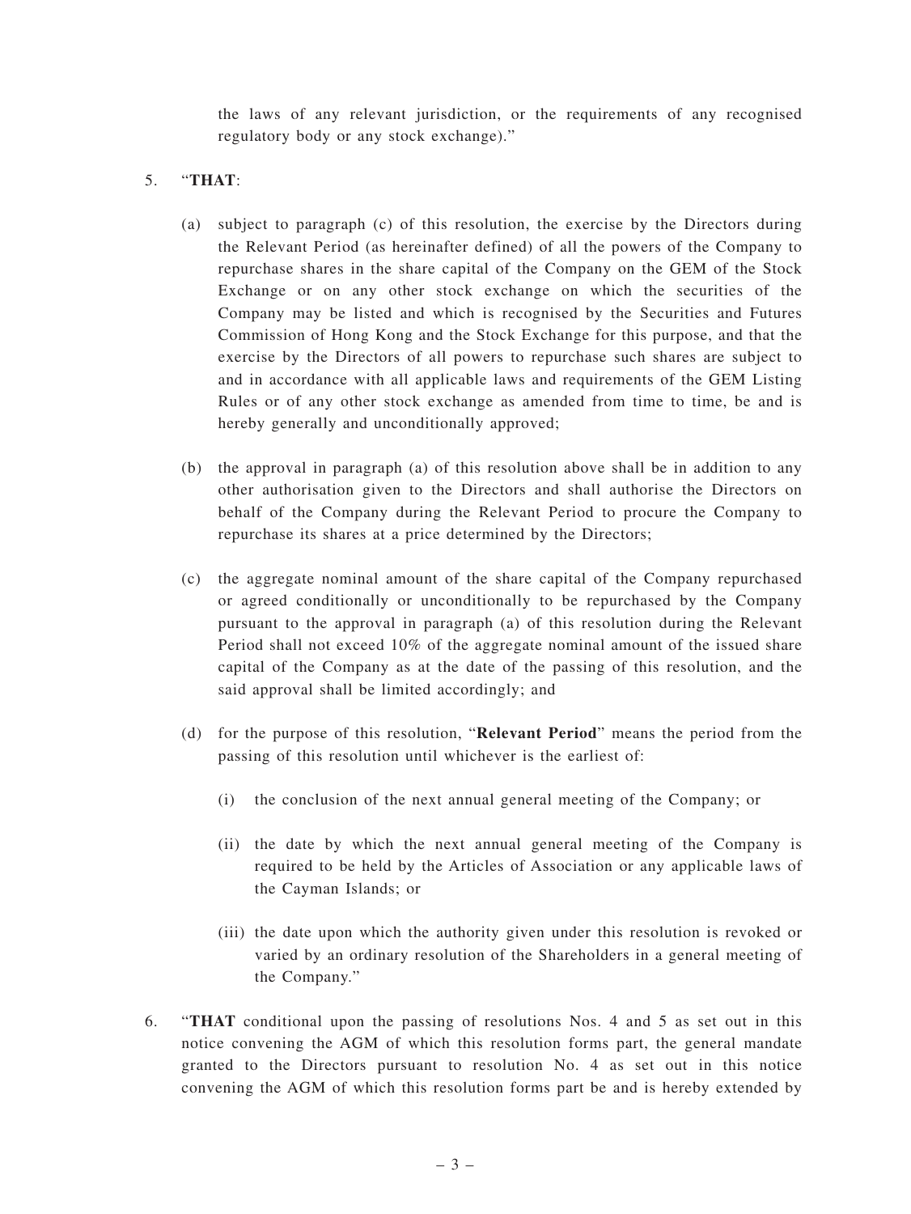the laws of any relevant jurisdiction, or the requirements of any recognised regulatory body or any stock exchange)."

5. "**THAT**:

   (a) subject to paragraph (c) of this resolution, the exercise by the Directors during the Relevant Period (as hereinafter defined) of all the powers of the Company to repurchase shares in the share capital of the Company on the GEM of the Stock Exchange or on any other stock exchange on which the securities of the Company may be listed and which is recognised by the Securities and Futures Commission of Hong Kong and the Stock Exchange for this purpose, and that the exercise by the Directors of all powers to repurchase such shares are subject to and in accordance with all applicable laws and requirements of the GEM Listing Rules or of any other stock exchange as amended from time to time, be and is hereby generally and unconditionally approved;

   (b) the approval in paragraph (a) of this resolution above shall be in addition to any other authorisation given to the Directors and shall authorise the Directors on behalf of the Company during the Relevant Period to procure the Company to repurchase its shares at a price determined by the Directors;

   (c) the aggregate nominal amount of the share capital of the Company repurchased or agreed conditionally or unconditionally to be repurchased by the Company pursuant to the approval in paragraph (a) of this resolution during the Relevant Period shall not exceed 10% of the aggregate nominal amount of the issued share capital of the Company as at the date of the passing of this resolution, and the said approval shall be limited accordingly; and

   (d) for the purpose of this resolution, "**Relevant Period**" means the period from the passing of this resolution until whichever is the earliest of:

      (i) the conclusion of the next annual general meeting of the Company; or

      (ii) the date by which the next annual general meeting of the Company is required to be held by the Articles of Association or any applicable laws of the Cayman Islands; or

      (iii) the date upon which the authority given under this resolution is revoked or varied by an ordinary resolution of the Shareholders in a general meeting of the Company."

6. "**THAT** conditional upon the passing of resolutions Nos. 4 and 5 as set out in this notice convening the AGM of which this resolution forms part, the general mandate granted to the Directors pursuant to resolution No. 4 as set out in this notice convening the AGM of which this resolution forms part be and is hereby extended by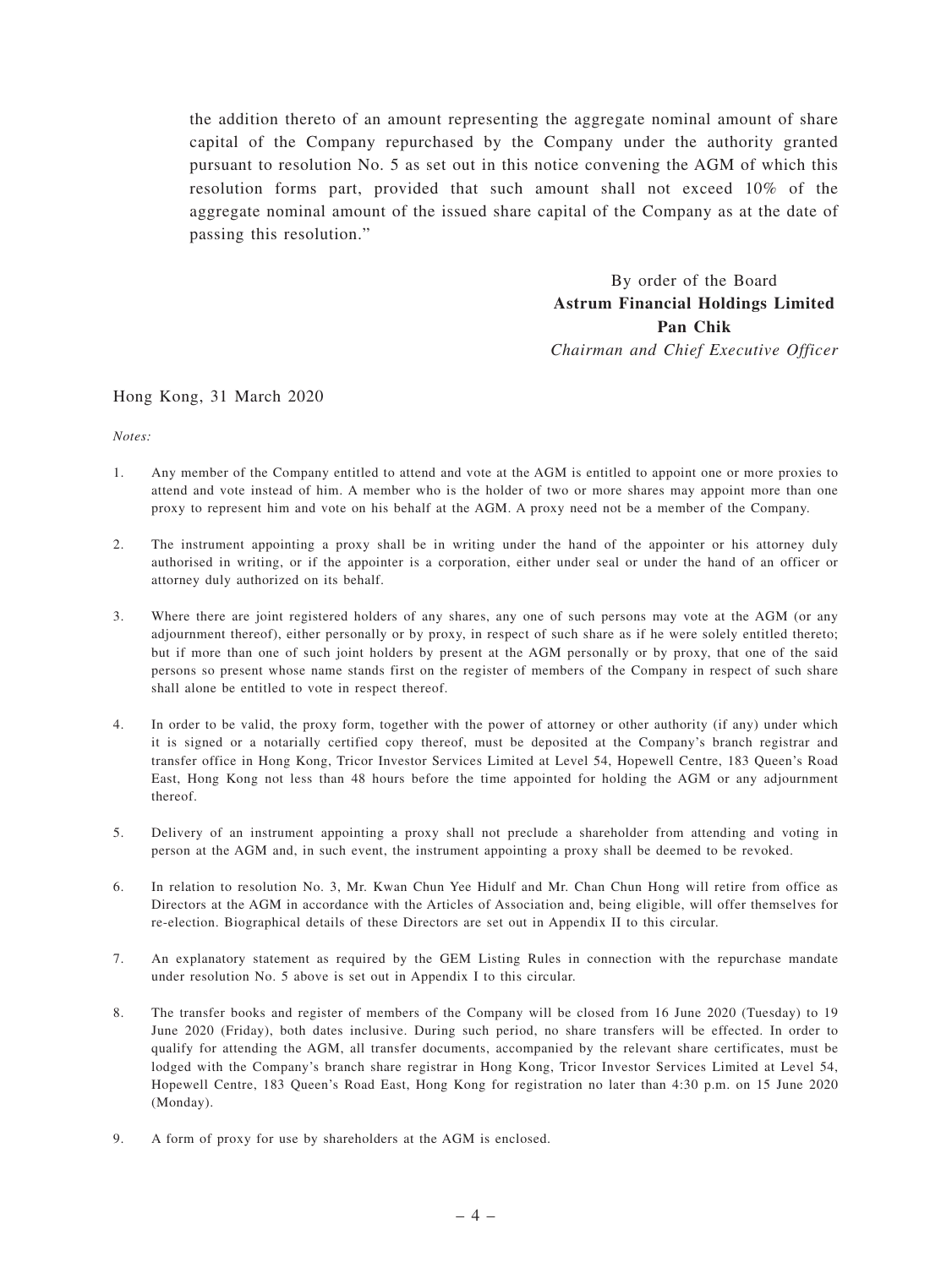the addition thereto of an amount representing the aggregate nominal amount of share capital of the Company repurchased by the Company under the authority granted pursuant to resolution No. 5 as set out in this notice convening the AGM of which this resolution forms part, provided that such amount shall not exceed 10% of the aggregate nominal amount of the issued share capital of the Company as at the date of passing this resolution."

By order of the Board
**Astrum Financial Holdings Limited**
**Pan Chik**
*Chairman and Chief Executive Officer*

Hong Kong, 31 March 2020

*Notes:*

1. Any member of the Company entitled to attend and vote at the AGM is entitled to appoint one or more proxies to attend and vote instead of him. A member who is the holder of two or more shares may appoint more than one proxy to represent him and vote on his behalf at the AGM. A proxy need not be a member of the Company.

2. The instrument appointing a proxy shall be in writing under the hand of the appointer or his attorney duly authorised in writing, or if the appointer is a corporation, either under seal or under the hand of an officer or attorney duly authorized on its behalf.

3. Where there are joint registered holders of any shares, any one of such persons may vote at the AGM (or any adjournment thereof), either personally or by proxy, in respect of such share as if he were solely entitled thereto; but if more than one of such joint holders by present at the AGM personally or by proxy, that one of the said persons so present whose name stands first on the register of members of the Company in respect of such share shall alone be entitled to vote in respect thereof.

4. In order to be valid, the proxy form, together with the power of attorney or other authority (if any) under which it is signed or a notarially certified copy thereof, must be deposited at the Company's branch registrar and transfer office in Hong Kong, Tricor Investor Services Limited at Level 54, Hopewell Centre, 183 Queen's Road East, Hong Kong not less than 48 hours before the time appointed for holding the AGM or any adjournment thereof.

5. Delivery of an instrument appointing a proxy shall not preclude a shareholder from attending and voting in person at the AGM and, in such event, the instrument appointing a proxy shall be deemed to be revoked.

6. In relation to resolution No. 3, Mr. Kwan Chun Yee Hidulf and Mr. Chan Chun Hong will retire from office as Directors at the AGM in accordance with the Articles of Association and, being eligible, will offer themselves for re-election. Biographical details of these Directors are set out in Appendix II to this circular.

7. An explanatory statement as required by the GEM Listing Rules in connection with the repurchase mandate under resolution No. 5 above is set out in Appendix I to this circular.

8. The transfer books and register of members of the Company will be closed from 16 June 2020 (Tuesday) to 19 June 2020 (Friday), both dates inclusive. During such period, no share transfers will be effected. In order to qualify for attending the AGM, all transfer documents, accompanied by the relevant share certificates, must be lodged with the Company's branch share registrar in Hong Kong, Tricor Investor Services Limited at Level 54, Hopewell Centre, 183 Queen's Road East, Hong Kong for registration no later than 4:30 p.m. on 15 June 2020 (Monday).

9. A form of proxy for use by shareholders at the AGM is enclosed.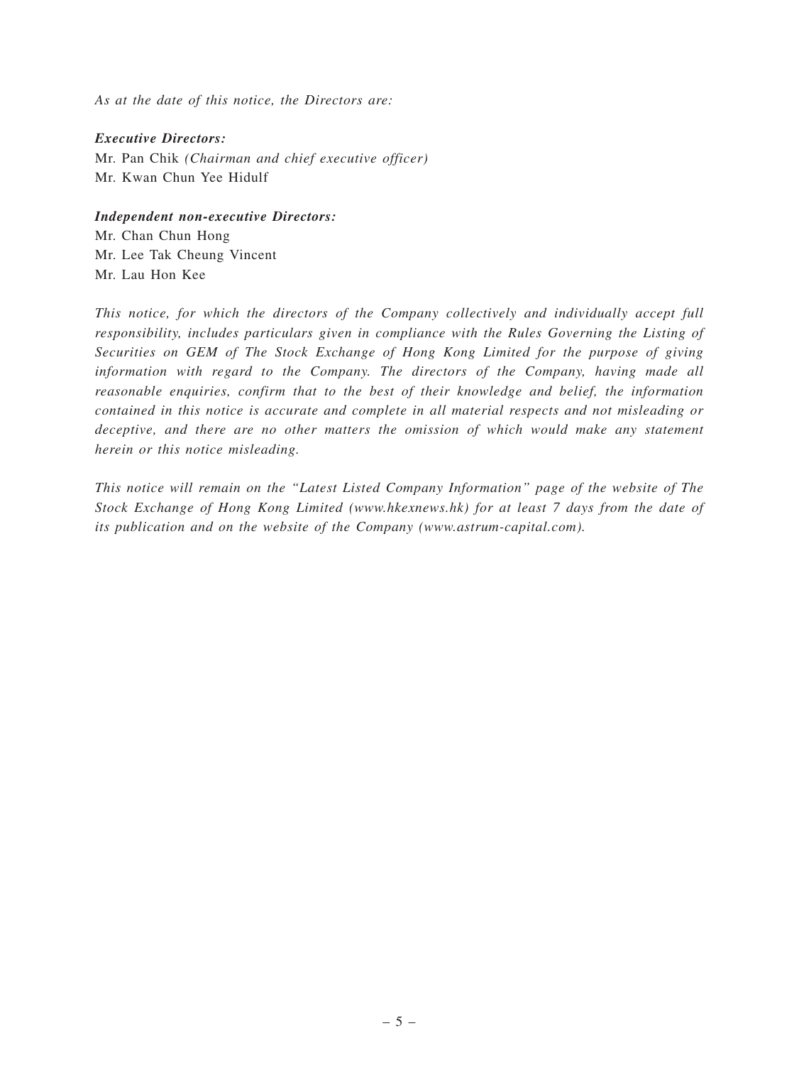*As at the date of this notice, the Directors are:*

***Executive Directors:***
Mr. Pan Chik *(Chairman and chief executive officer)*
Mr. Kwan Chun Yee Hidulf

***Independent non-executive Directors:***
Mr. Chan Chun Hong
Mr. Lee Tak Cheung Vincent
Mr. Lau Hon Kee

*This notice, for which the directors of the Company collectively and individually accept full responsibility, includes particulars given in compliance with the Rules Governing the Listing of Securities on GEM of The Stock Exchange of Hong Kong Limited for the purpose of giving information with regard to the Company. The directors of the Company, having made all reasonable enquiries, confirm that to the best of their knowledge and belief, the information contained in this notice is accurate and complete in all material respects and not misleading or deceptive, and there are no other matters the omission of which would make any statement herein or this notice misleading.*

*This notice will remain on the "Latest Listed Company Information" page of the website of The Stock Exchange of Hong Kong Limited (www.hkexnews.hk) for at least 7 days from the date of its publication and on the website of the Company (www.astrum-capital.com).*